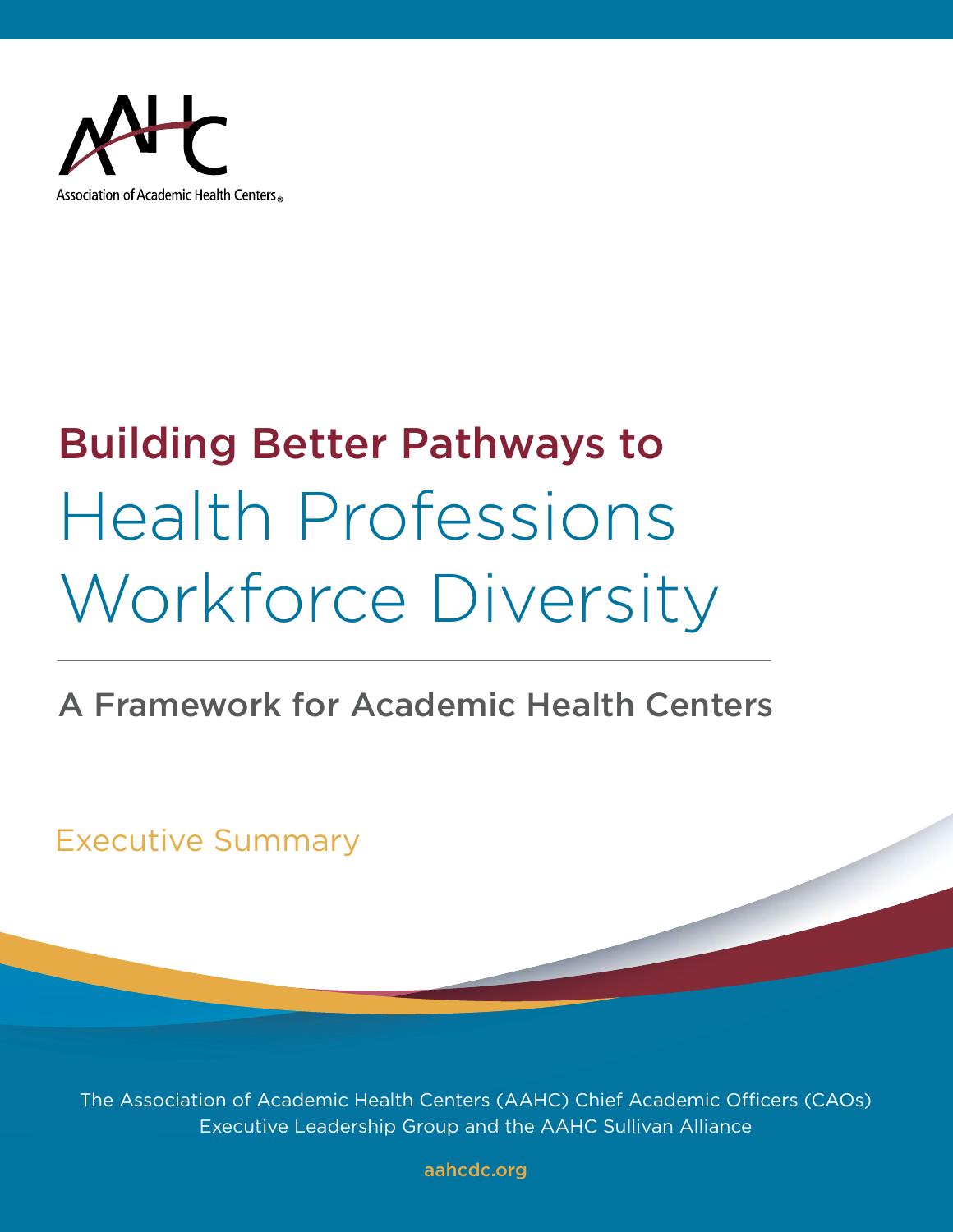Association of Academic Health Centers®

# Building Better Pathways to Health Professions Workforce Diversity

## A Framework for Academic Health Centers

### Executive Summary

The Association of Academic Health Centers (AAHC) Chief Academic Officers (CAOs) Executive Leadership Group and the AAHC Sullivan Alliance

aahcdc.org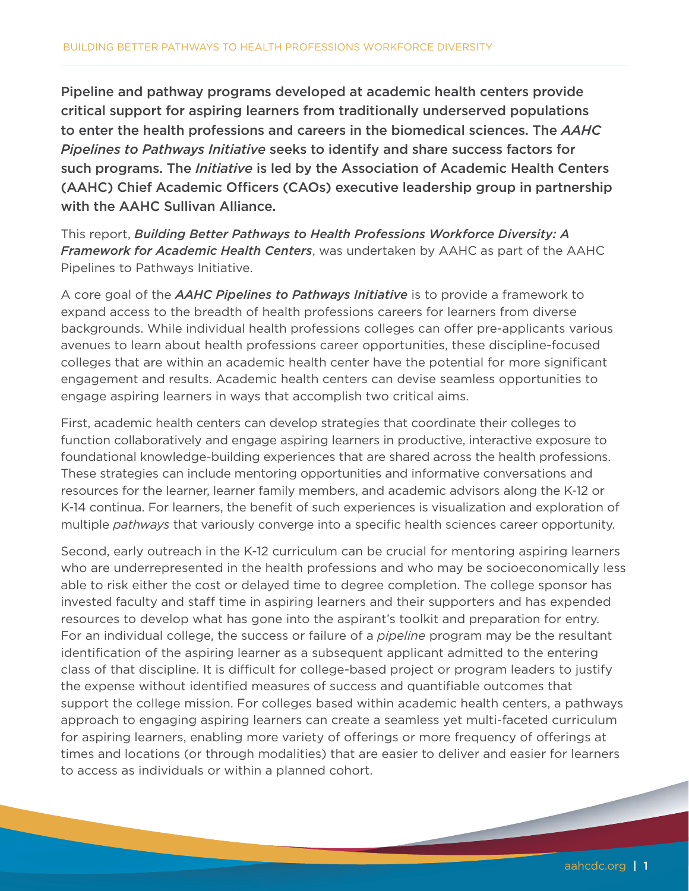**Pipeline and pathway programs developed at academic health centers provide critical support for aspiring learners from traditionally underserved populations to enter the health professions and careers in the biomedical sciences. The *AAHC Pipelines to Pathways Initiative* seeks to identify and share success factors for such programs. The *Initiative* is led by the Association of Academic Health Centers (AAHC) Chief Academic Officers (CAOs) executive leadership group in partnership with the AAHC Sullivan Alliance.**

This report, ***Building Better Pathways to Health Professions Workforce Diversity: A Framework for Academic Health Centers***, was undertaken by AAHC as part of the AAHC Pipelines to Pathways Initiative.

A core goal of the ***AAHC Pipelines to Pathways Initiative*** is to provide a framework to expand access to the breadth of health professions careers for learners from diverse backgrounds. While individual health professions colleges can offer pre-applicants various avenues to learn about health professions career opportunities, these discipline-focused colleges that are within an academic health center have the potential for more significant engagement and results. Academic health centers can devise seamless opportunities to engage aspiring learners in ways that accomplish two critical aims.

First, academic health centers can develop strategies that coordinate their colleges to function collaboratively and engage aspiring learners in productive, interactive exposure to foundational knowledge-building experiences that are shared across the health professions. These strategies can include mentoring opportunities and informative conversations and resources for the learner, learner family members, and academic advisors along the K-12 or K-14 continua. For learners, the benefit of such experiences is visualization and exploration of multiple *pathways* that variously converge into a specific health sciences career opportunity.

Second, early outreach in the K-12 curriculum can be crucial for mentoring aspiring learners who are underrepresented in the health professions and who may be socioeconomically less able to risk either the cost or delayed time to degree completion. The college sponsor has invested faculty and staff time in aspiring learners and their supporters and has expended resources to develop what has gone into the aspirant's toolkit and preparation for entry. For an individual college, the success or failure of a *pipeline* program may be the resultant identification of the aspiring learner as a subsequent applicant admitted to the entering class of that discipline. It is difficult for college-based project or program leaders to justify the expense without identified measures of success and quantifiable outcomes that support the college mission. For colleges based within academic health centers, a pathways approach to engaging aspiring learners can create a seamless yet multi-faceted curriculum for aspiring learners, enabling more variety of offerings or more frequency of offerings at times and locations (or through modalities) that are easier to deliver and easier for learners to access as individuals or within a planned cohort.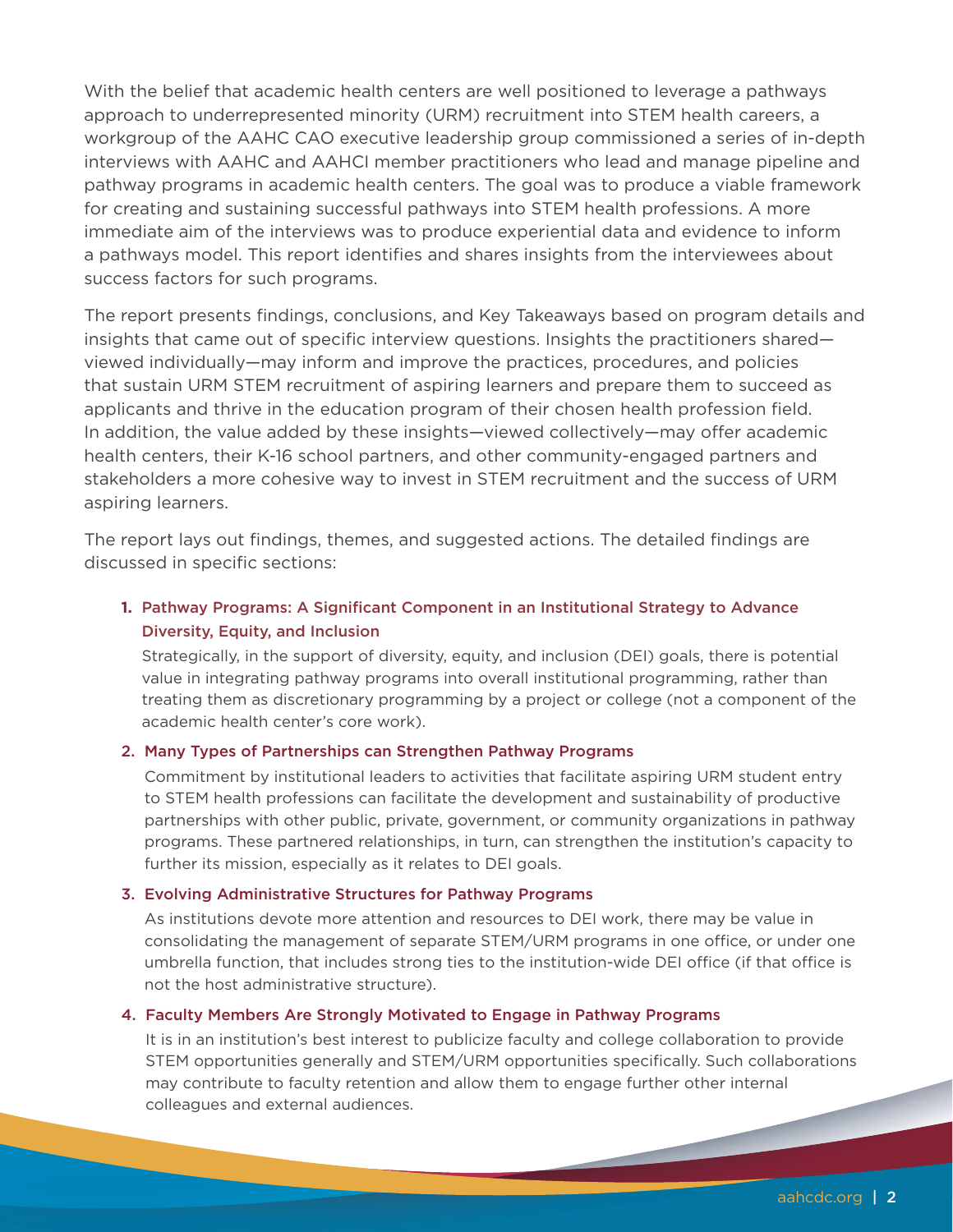With the belief that academic health centers are well positioned to leverage a pathways approach to underrepresented minority (URM) recruitment into STEM health careers, a workgroup of the AAHC CAO executive leadership group commissioned a series of in-depth interviews with AAHC and AAHCI member practitioners who lead and manage pipeline and pathway programs in academic health centers. The goal was to produce a viable framework for creating and sustaining successful pathways into STEM health professions. A more immediate aim of the interviews was to produce experiential data and evidence to inform a pathways model. This report identifies and shares insights from the interviewees about success factors for such programs.

The report presents findings, conclusions, and Key Takeaways based on program details and insights that came out of specific interview questions. Insights the practitioners shared—viewed individually—may inform and improve the practices, procedures, and policies that sustain URM STEM recruitment of aspiring learners and prepare them to succeed as applicants and thrive in the education program of their chosen health profession field. In addition, the value added by these insights—viewed collectively—may offer academic health centers, their K-16 school partners, and other community-engaged partners and stakeholders a more cohesive way to invest in STEM recruitment and the success of URM aspiring learners.

The report lays out findings, themes, and suggested actions. The detailed findings are discussed in specific sections:

1. **Pathway Programs: A Significant Component in an Institutional Strategy to Advance Diversity, Equity, and Inclusion**

   Strategically, in the support of diversity, equity, and inclusion (DEI) goals, there is potential value in integrating pathway programs into overall institutional programming, rather than treating them as discretionary programming by a project or college (not a component of the academic health center's core work).

2. **Many Types of Partnerships can Strengthen Pathway Programs**

   Commitment by institutional leaders to activities that facilitate aspiring URM student entry to STEM health professions can facilitate the development and sustainability of productive partnerships with other public, private, government, or community organizations in pathway programs. These partnered relationships, in turn, can strengthen the institution's capacity to further its mission, especially as it relates to DEI goals.

3. **Evolving Administrative Structures for Pathway Programs**

   As institutions devote more attention and resources to DEI work, there may be value in consolidating the management of separate STEM/URM programs in one office, or under one umbrella function, that includes strong ties to the institution-wide DEI office (if that office is not the host administrative structure).

4. **Faculty Members Are Strongly Motivated to Engage in Pathway Programs**

   It is in an institution's best interest to publicize faculty and college collaboration to provide STEM opportunities generally and STEM/URM opportunities specifically. Such collaborations may contribute to faculty retention and allow them to engage further other internal colleagues and external audiences.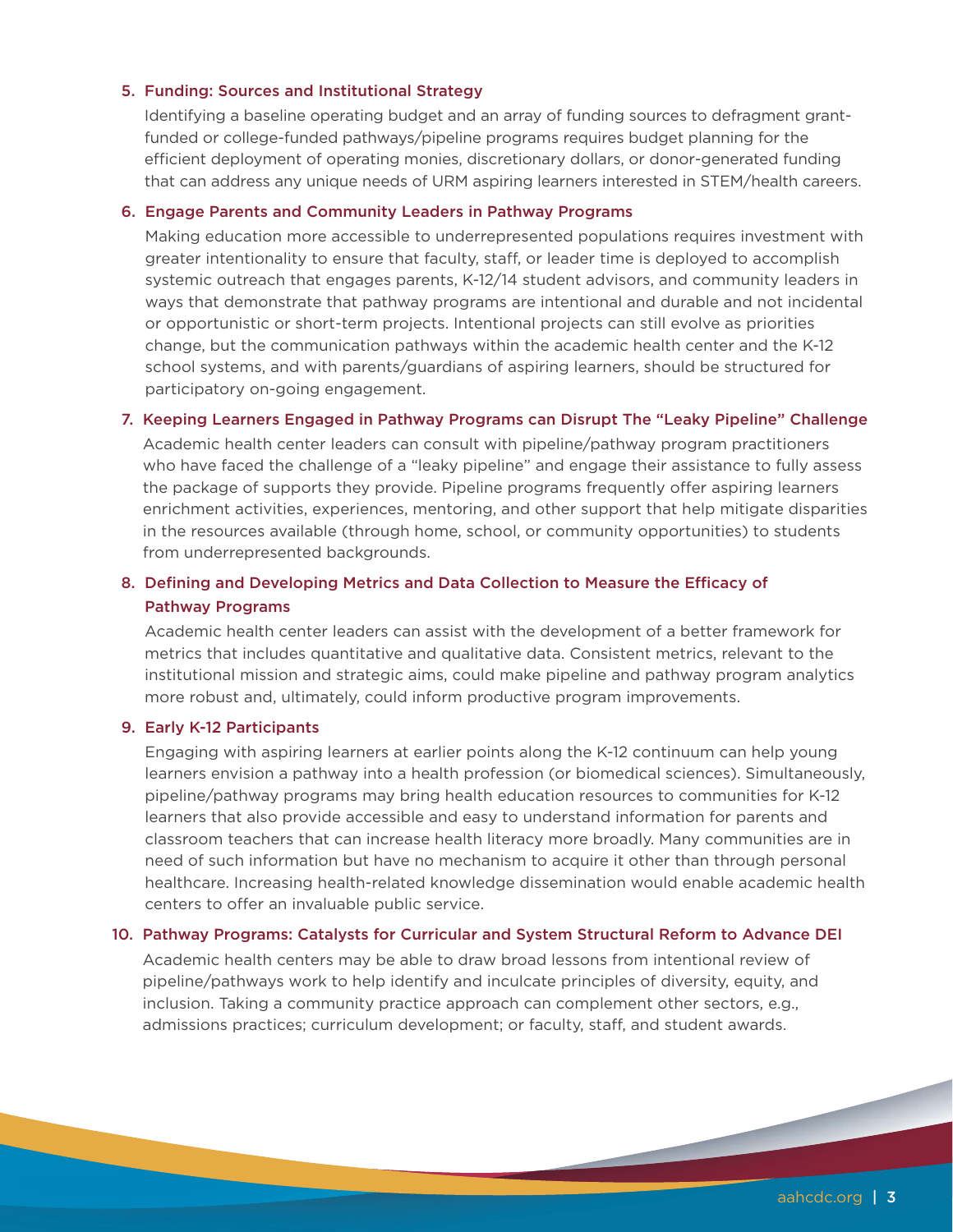5. **Funding: Sources and Institutional Strategy**

   Identifying a baseline operating budget and an array of funding sources to defragment grant-funded or college-funded pathways/pipeline programs requires budget planning for the efficient deployment of operating monies, discretionary dollars, or donor-generated funding that can address any unique needs of URM aspiring learners interested in STEM/health careers.

6. **Engage Parents and Community Leaders in Pathway Programs**

   Making education more accessible to underrepresented populations requires investment with greater intentionality to ensure that faculty, staff, or leader time is deployed to accomplish systemic outreach that engages parents, K-12/14 student advisors, and community leaders in ways that demonstrate that pathway programs are intentional and durable and not incidental or opportunistic or short-term projects. Intentional projects can still evolve as priorities change, but the communication pathways within the academic health center and the K-12 school systems, and with parents/guardians of aspiring learners, should be structured for participatory on-going engagement.

7. **Keeping Learners Engaged in Pathway Programs can Disrupt The "Leaky Pipeline" Challenge**

   Academic health center leaders can consult with pipeline/pathway program practitioners who have faced the challenge of a "leaky pipeline" and engage their assistance to fully assess the package of supports they provide. Pipeline programs frequently offer aspiring learners enrichment activities, experiences, mentoring, and other support that help mitigate disparities in the resources available (through home, school, or community opportunities) to students from underrepresented backgrounds.

8. **Defining and Developing Metrics and Data Collection to Measure the Efficacy of Pathway Programs**

   Academic health center leaders can assist with the development of a better framework for metrics that includes quantitative and qualitative data. Consistent metrics, relevant to the institutional mission and strategic aims, could make pipeline and pathway program analytics more robust and, ultimately, could inform productive program improvements.

9. **Early K-12 Participants**

   Engaging with aspiring learners at earlier points along the K-12 continuum can help young learners envision a pathway into a health profession (or biomedical sciences). Simultaneously, pipeline/pathway programs may bring health education resources to communities for K-12 learners that also provide accessible and easy to understand information for parents and classroom teachers that can increase health literacy more broadly. Many communities are in need of such information but have no mechanism to acquire it other than through personal healthcare. Increasing health-related knowledge dissemination would enable academic health centers to offer an invaluable public service.

10. **Pathway Programs: Catalysts for Curricular and System Structural Reform to Advance DEI**

    Academic health centers may be able to draw broad lessons from intentional review of pipeline/pathways work to help identify and inculcate principles of diversity, equity, and inclusion. Taking a community practice approach can complement other sectors, e.g., admissions practices; curriculum development; or faculty, staff, and student awards.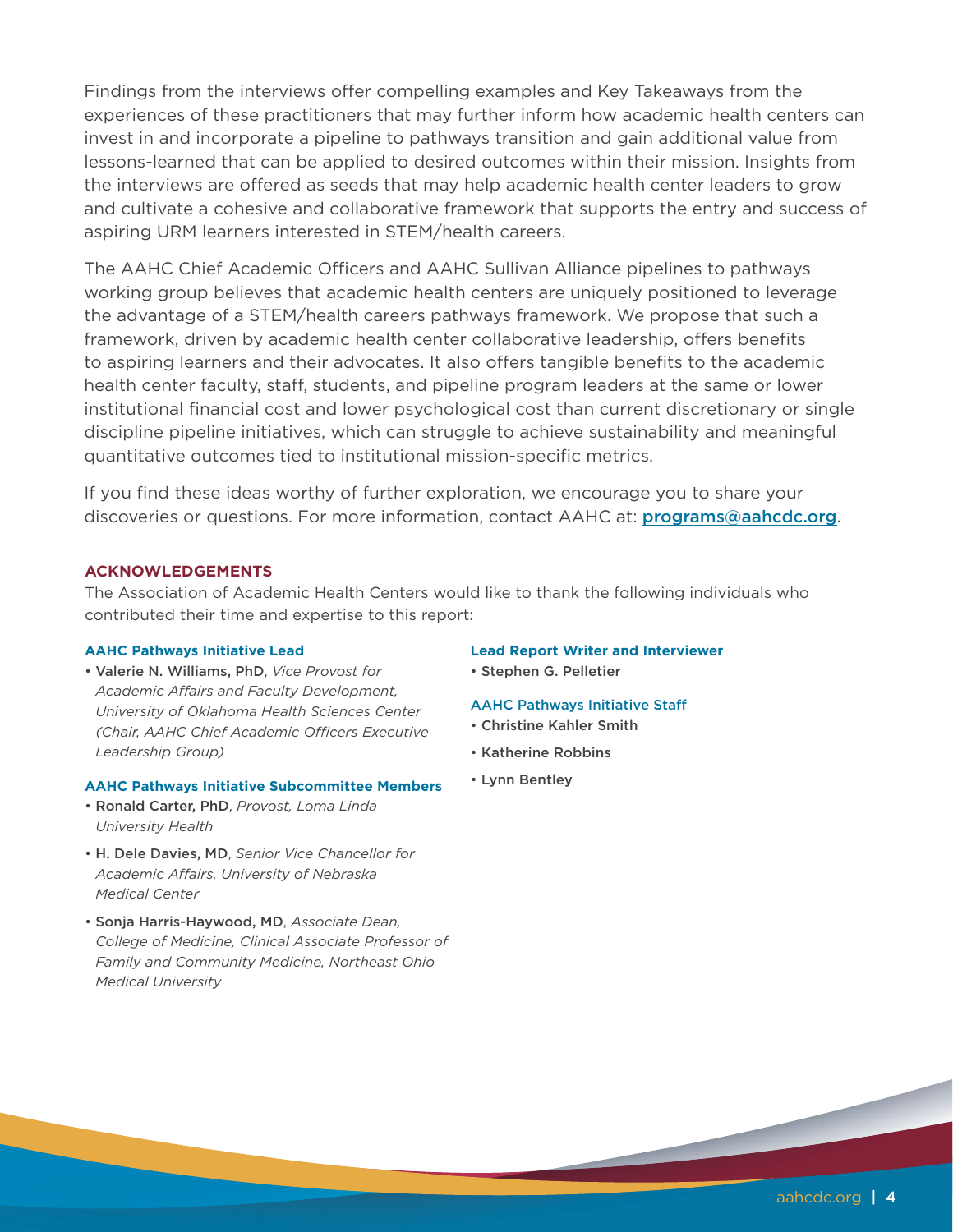Findings from the interviews offer compelling examples and Key Takeaways from the experiences of these practitioners that may further inform how academic health centers can invest in and incorporate a pipeline to pathways transition and gain additional value from lessons-learned that can be applied to desired outcomes within their mission. Insights from the interviews are offered as seeds that may help academic health center leaders to grow and cultivate a cohesive and collaborative framework that supports the entry and success of aspiring URM learners interested in STEM/health careers.

The AAHC Chief Academic Officers and AAHC Sullivan Alliance pipelines to pathways working group believes that academic health centers are uniquely positioned to leverage the advantage of a STEM/health careers pathways framework. We propose that such a framework, driven by academic health center collaborative leadership, offers benefits to aspiring learners and their advocates. It also offers tangible benefits to the academic health center faculty, staff, students, and pipeline program leaders at the same or lower institutional financial cost and lower psychological cost than current discretionary or single discipline pipeline initiatives, which can struggle to achieve sustainability and meaningful quantitative outcomes tied to institutional mission-specific metrics.

If you find these ideas worthy of further exploration, we encourage you to share your discoveries or questions. For more information, contact AAHC at: programs@aahcdc.org.

## ACKNOWLEDGEMENTS

The Association of Academic Health Centers would like to thank the following individuals who contributed their time and expertise to this report:

### AAHC Pathways Initiative Lead

- Valerie N. Williams, PhD, *Vice Provost for Academic Affairs and Faculty Development, University of Oklahoma Health Sciences Center (Chair, AAHC Chief Academic Officers Executive Leadership Group)*

### AAHC Pathways Initiative Subcommittee Members

- Ronald Carter, PhD, *Provost, Loma Linda University Health*
- H. Dele Davies, MD, *Senior Vice Chancellor for Academic Affairs, University of Nebraska Medical Center*
- Sonja Harris-Haywood, MD, *Associate Dean, College of Medicine, Clinical Associate Professor of Family and Community Medicine, Northeast Ohio Medical University*

### Lead Report Writer and Interviewer

- Stephen G. Pelletier

### AAHC Pathways Initiative Staff

- Christine Kahler Smith
- Katherine Robbins
- Lynn Bentley